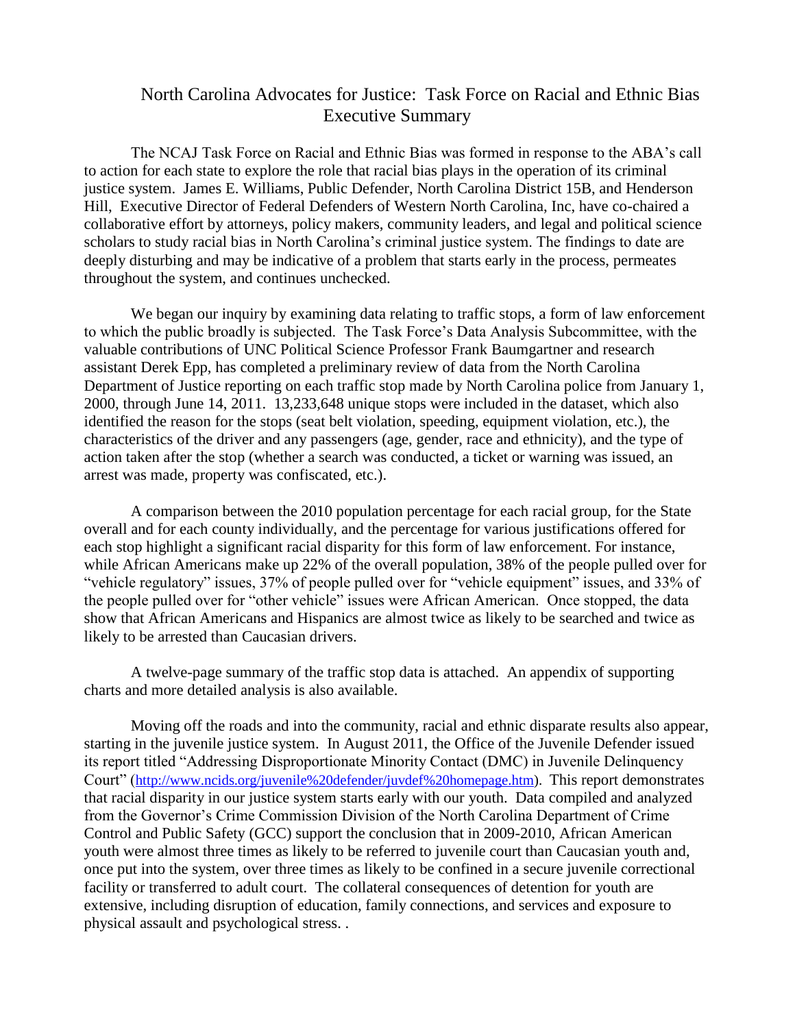# North Carolina Advocates for Justice: Task Force on Racial and Ethnic Bias Executive Summary

The NCAJ Task Force on Racial and Ethnic Bias was formed in response to the ABA's call to action for each state to explore the role that racial bias plays in the operation of its criminal justice system. James E. Williams, Public Defender, North Carolina District 15B, and Henderson Hill, Executive Director of Federal Defenders of Western North Carolina, Inc, have co-chaired a collaborative effort by attorneys, policy makers, community leaders, and legal and political science scholars to study racial bias in North Carolina's criminal justice system. The findings to date are deeply disturbing and may be indicative of a problem that starts early in the process, permeates throughout the system, and continues unchecked.

We began our inquiry by examining data relating to traffic stops, a form of law enforcement to which the public broadly is subjected. The Task Force's Data Analysis Subcommittee, with the valuable contributions of UNC Political Science Professor Frank Baumgartner and research assistant Derek Epp, has completed a preliminary review of data from the North Carolina Department of Justice reporting on each traffic stop made by North Carolina police from January 1, 2000, through June 14, 2011. 13,233,648 unique stops were included in the dataset, which also identified the reason for the stops (seat belt violation, speeding, equipment violation, etc.), the characteristics of the driver and any passengers (age, gender, race and ethnicity), and the type of action taken after the stop (whether a search was conducted, a ticket or warning was issued, an arrest was made, property was confiscated, etc.).

A comparison between the 2010 population percentage for each racial group, for the State overall and for each county individually, and the percentage for various justifications offered for each stop highlight a significant racial disparity for this form of law enforcement. For instance, while African Americans make up 22% of the overall population, 38% of the people pulled over for "vehicle regulatory" issues, 37% of people pulled over for "vehicle equipment" issues, and 33% of the people pulled over for "other vehicle" issues were African American. Once stopped, the data show that African Americans and Hispanics are almost twice as likely to be searched and twice as likely to be arrested than Caucasian drivers.

A twelve-page summary of the traffic stop data is attached. An appendix of supporting charts and more detailed analysis is also available.

Moving off the roads and into the community, racial and ethnic disparate results also appear, starting in the juvenile justice system. In August 2011, the Office of the Juvenile Defender issued its report titled "Addressing Disproportionate Minority Contact (DMC) in Juvenile Delinquency Court" (http://www.ncids.org/juvenile%20defender/juvdef%20homepage.htm). This report demonstrates that racial disparity in our justice system starts early with our youth. Data compiled and analyzed from the Governor's Crime Commission Division of the North Carolina Department of Crime Control and Public Safety (GCC) support the conclusion that in 2009-2010, African American youth were almost three times as likely to be referred to juvenile court than Caucasian youth and, once put into the system, over three times as likely to be confined in a secure juvenile correctional facility or transferred to adult court. The collateral consequences of detention for youth are extensive, including disruption of education, family connections, and services and exposure to physical assault and psychological stress. .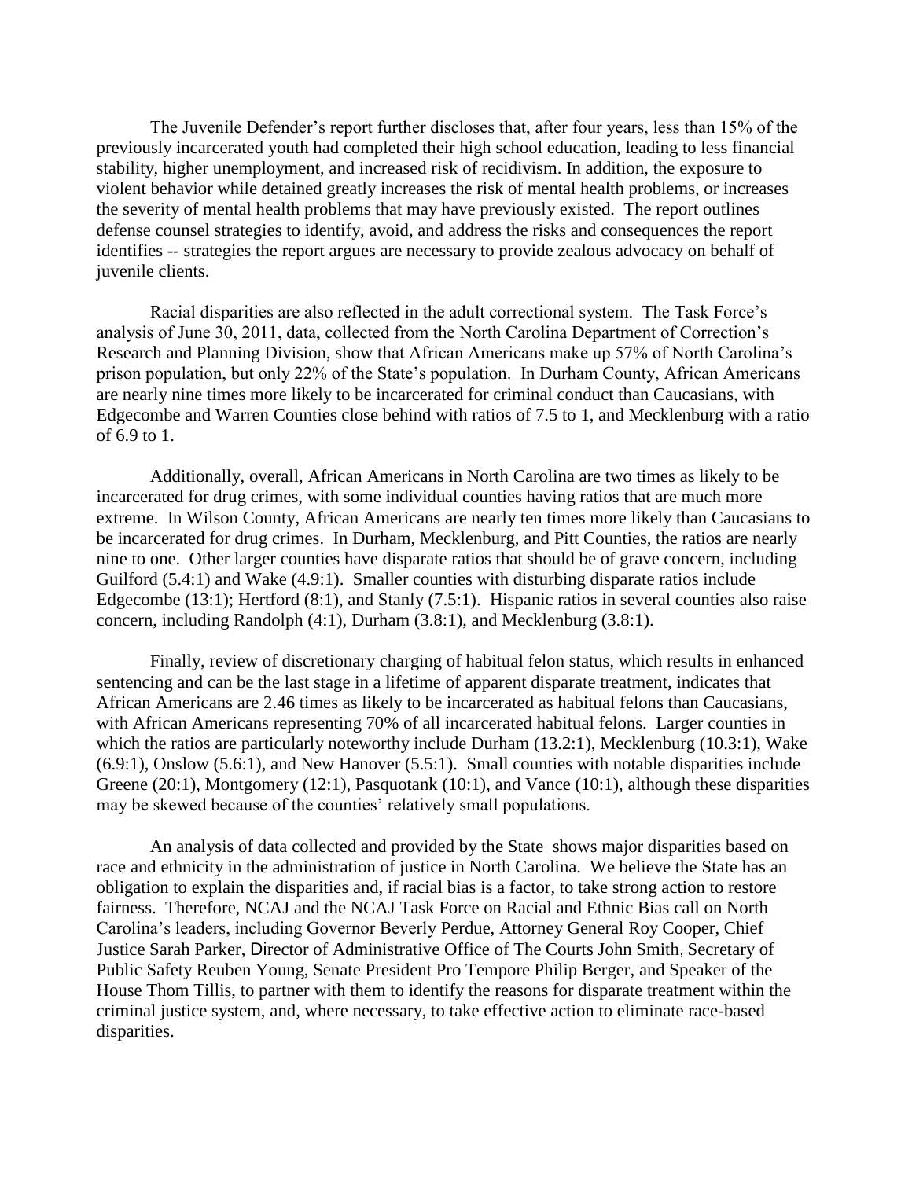The Juvenile Defender's report further discloses that, after four years, less than 15% of the previously incarcerated youth had completed their high school education, leading to less financial stability, higher unemployment, and increased risk of recidivism. In addition, the exposure to violent behavior while detained greatly increases the risk of mental health problems, or increases the severity of mental health problems that may have previously existed. The report outlines defense counsel strategies to identify, avoid, and address the risks and consequences the report identifies -- strategies the report argues are necessary to provide zealous advocacy on behalf of juvenile clients.

Racial disparities are also reflected in the adult correctional system. The Task Force's analysis of June 30, 2011, data, collected from the North Carolina Department of Correction's Research and Planning Division, show that African Americans make up 57% of North Carolina's prison population, but only 22% of the State's population. In Durham County, African Americans are nearly nine times more likely to be incarcerated for criminal conduct than Caucasians, with Edgecombe and Warren Counties close behind with ratios of 7.5 to 1, and Mecklenburg with a ratio of 6.9 to 1.

Additionally, overall, African Americans in North Carolina are two times as likely to be incarcerated for drug crimes, with some individual counties having ratios that are much more extreme. In Wilson County, African Americans are nearly ten times more likely than Caucasians to be incarcerated for drug crimes. In Durham, Mecklenburg, and Pitt Counties, the ratios are nearly nine to one. Other larger counties have disparate ratios that should be of grave concern, including Guilford (5.4:1) and Wake (4.9:1). Smaller counties with disturbing disparate ratios include Edgecombe (13:1); Hertford (8:1), and Stanly (7.5:1). Hispanic ratios in several counties also raise concern, including Randolph (4:1), Durham (3.8:1), and Mecklenburg (3.8:1).

Finally, review of discretionary charging of habitual felon status, which results in enhanced sentencing and can be the last stage in a lifetime of apparent disparate treatment, indicates that African Americans are 2.46 times as likely to be incarcerated as habitual felons than Caucasians, with African Americans representing 70% of all incarcerated habitual felons. Larger counties in which the ratios are particularly noteworthy include Durham (13.2:1), Mecklenburg (10.3:1), Wake (6.9:1), Onslow (5.6:1), and New Hanover (5.5:1). Small counties with notable disparities include Greene (20:1), Montgomery (12:1), Pasquotank (10:1), and Vance (10:1), although these disparities may be skewed because of the counties' relatively small populations.

An analysis of data collected and provided by the State shows major disparities based on race and ethnicity in the administration of justice in North Carolina. We believe the State has an obligation to explain the disparities and, if racial bias is a factor, to take strong action to restore fairness. Therefore, NCAJ and the NCAJ Task Force on Racial and Ethnic Bias call on North Carolina's leaders, including Governor Beverly Perdue, Attorney General Roy Cooper, Chief Justice Sarah Parker, Director of Administrative Office of The Courts John Smith, Secretary of Public Safety Reuben Young, Senate President Pro Tempore Philip Berger, and Speaker of the House Thom Tillis, to partner with them to identify the reasons for disparate treatment within the criminal justice system, and, where necessary, to take effective action to eliminate race-based disparities.